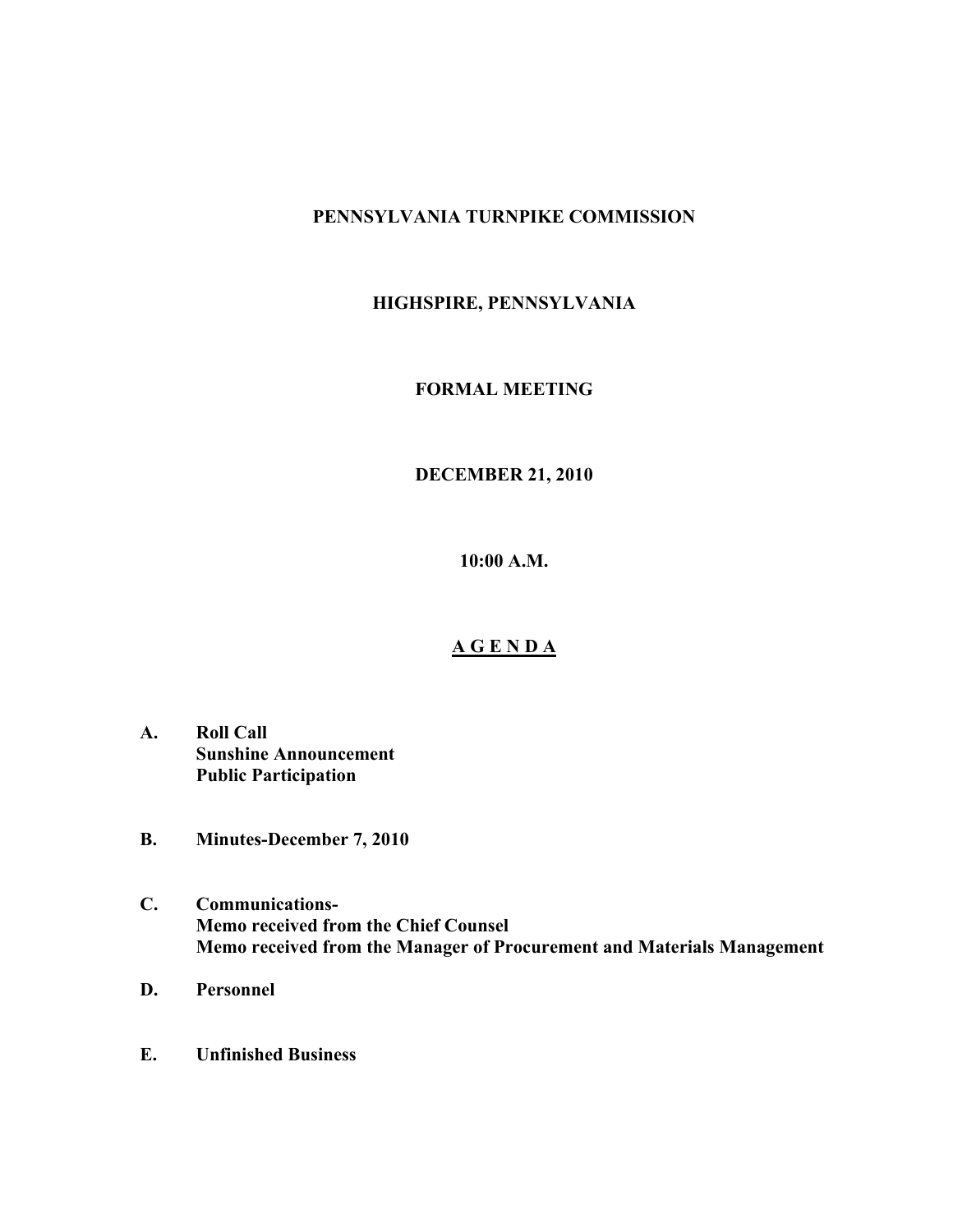# PENNSYLVANIA TURNPIKE COMMISSION

## HIGHSPIRE, PENNSYLVANIA

## FORMAL MEETING

## DECEMBER 21, 2010

## 10:00 A.M.

## <u>A G E N D A</u>

**A. Roll Call**
**Sunshine Announcement**
**Public Participation**

**B. Minutes-December 7, 2010**

**C. Communications-**
**Memo received from the Chief Counsel**
**Memo received from the Manager of Procurement and Materials Management**

**D. Personnel**

**E. Unfinished Business**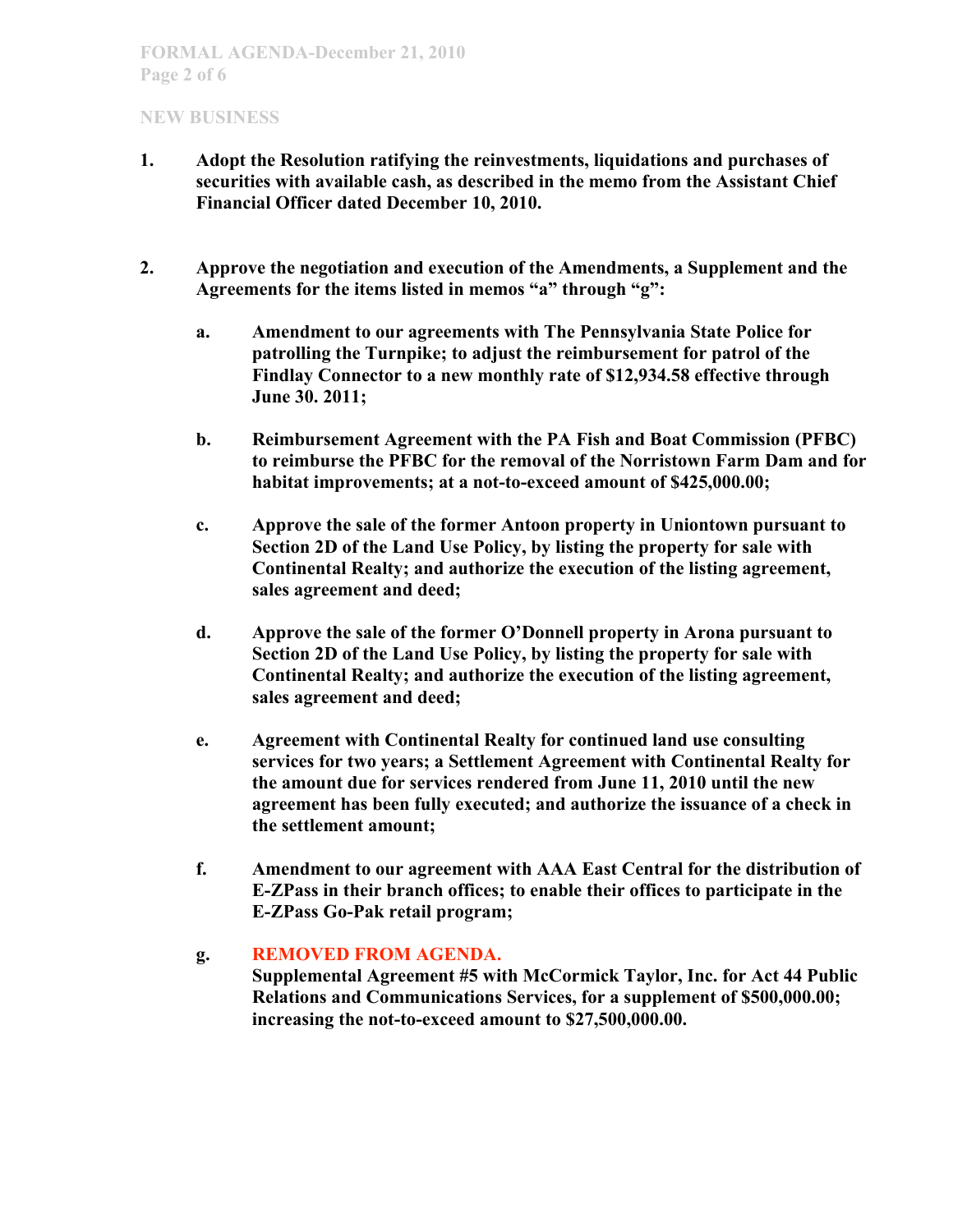## NEW BUSINESS

1. **Adopt the Resolution ratifying the reinvestments, liquidations and purchases of securities with available cash, as described in the memo from the Assistant Chief Financial Officer dated December 10, 2010.**

2. **Approve the negotiation and execution of the Amendments, a Supplement and the Agreements for the items listed in memos "a" through "g":**

   a. **Amendment to our agreements with The Pennsylvania State Police for patrolling the Turnpike; to adjust the reimbursement for patrol of the Findlay Connector to a new monthly rate of $12,934.58 effective through June 30. 2011;**

   b. **Reimbursement Agreement with the PA Fish and Boat Commission (PFBC) to reimburse the PFBC for the removal of the Norristown Farm Dam and for habitat improvements; at a not-to-exceed amount of $425,000.00;**

   c. **Approve the sale of the former Antoon property in Uniontown pursuant to Section 2D of the Land Use Policy, by listing the property for sale with Continental Realty; and authorize the execution of the listing agreement, sales agreement and deed;**

   d. **Approve the sale of the former O'Donnell property in Arona pursuant to Section 2D of the Land Use Policy, by listing the property for sale with Continental Realty; and authorize the execution of the listing agreement, sales agreement and deed;**

   e. **Agreement with Continental Realty for continued land use consulting services for two years; a Settlement Agreement with Continental Realty for the amount due for services rendered from June 11, 2010 until the new agreement has been fully executed; and authorize the issuance of a check in the settlement amount;**

   f. **Amendment to our agreement with AAA East Central for the distribution of E-ZPass in their branch offices; to enable their offices to participate in the E-ZPass Go-Pak retail program;**

   g. **REMOVED FROM AGENDA.**
   **Supplemental Agreement #5 with McCormick Taylor, Inc. for Act 44 Public Relations and Communications Services, for a supplement of $500,000.00; increasing the not-to-exceed amount to $27,500,000.00.**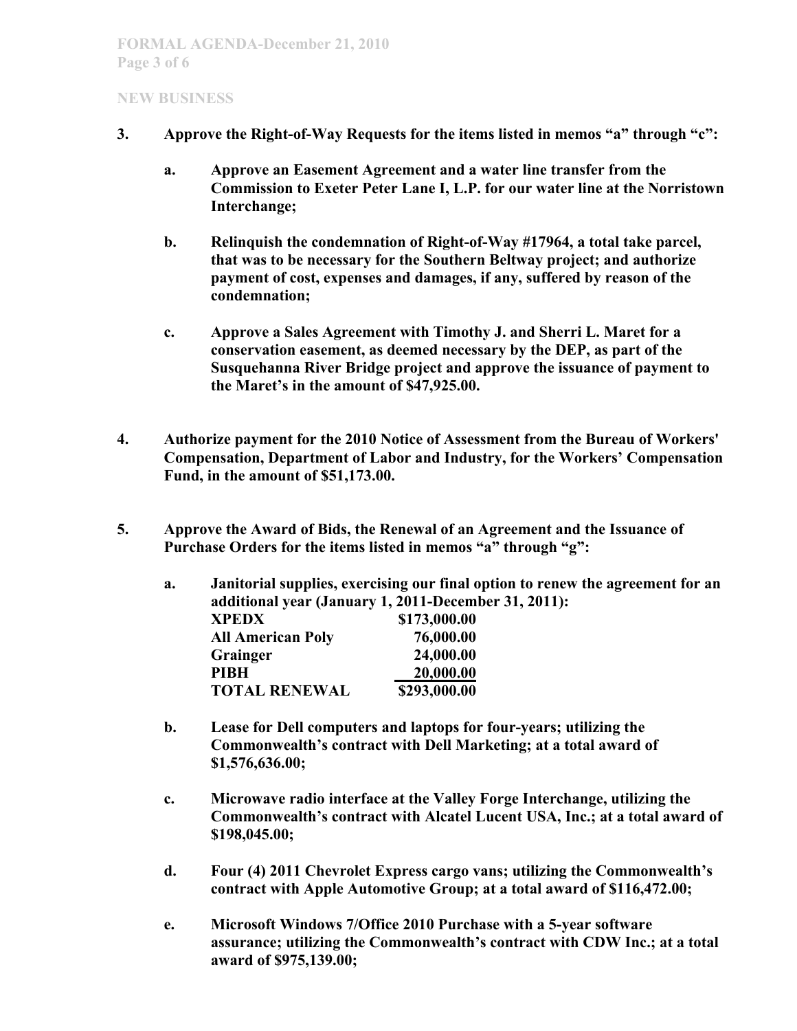## NEW BUSINESS

**3. Approve the Right-of-Way Requests for the items listed in memos "a" through "c":**

   **a. Approve an Easement Agreement and a water line transfer from the Commission to Exeter Peter Lane I, L.P. for our water line at the Norristown Interchange;**

   **b. Relinquish the condemnation of Right-of-Way #17964, a total take parcel, that was to be necessary for the Southern Beltway project; and authorize payment of cost, expenses and damages, if any, suffered by reason of the condemnation;**

   **c. Approve a Sales Agreement with Timothy J. and Sherri L. Maret for a conservation easement, as deemed necessary by the DEP, as part of the Susquehanna River Bridge project and approve the issuance of payment to the Maret's in the amount of $47,925.00.**

**4. Authorize payment for the 2010 Notice of Assessment from the Bureau of Workers' Compensation, Department of Labor and Industry, for the Workers' Compensation Fund, in the amount of $51,173.00.**

**5. Approve the Award of Bids, the Renewal of an Agreement and the Issuance of Purchase Orders for the items listed in memos "a" through "g":**

   **a. Janitorial supplies, exercising our final option to renew the agreement for an additional year (January 1, 2011-December 31, 2011):**

| | |
|---|---|
| **XPEDX** | **$173,000.00** |
| **All American Poly** | **76,000.00** |
| **Grainger** | **24,000.00** |
| **PIBH** | **20,000.00** |
| **TOTAL RENEWAL** | **$293,000.00** |

   **b. Lease for Dell computers and laptops for four-years; utilizing the Commonwealth's contract with Dell Marketing; at a total award of $1,576,636.00;**

   **c. Microwave radio interface at the Valley Forge Interchange, utilizing the Commonwealth's contract with Alcatel Lucent USA, Inc.; at a total award of $198,045.00;**

   **d. Four (4) 2011 Chevrolet Express cargo vans; utilizing the Commonwealth's contract with Apple Automotive Group; at a total award of $116,472.00;**

   **e. Microsoft Windows 7/Office 2010 Purchase with a 5-year software assurance; utilizing the Commonwealth's contract with CDW Inc.; at a total award of $975,139.00;**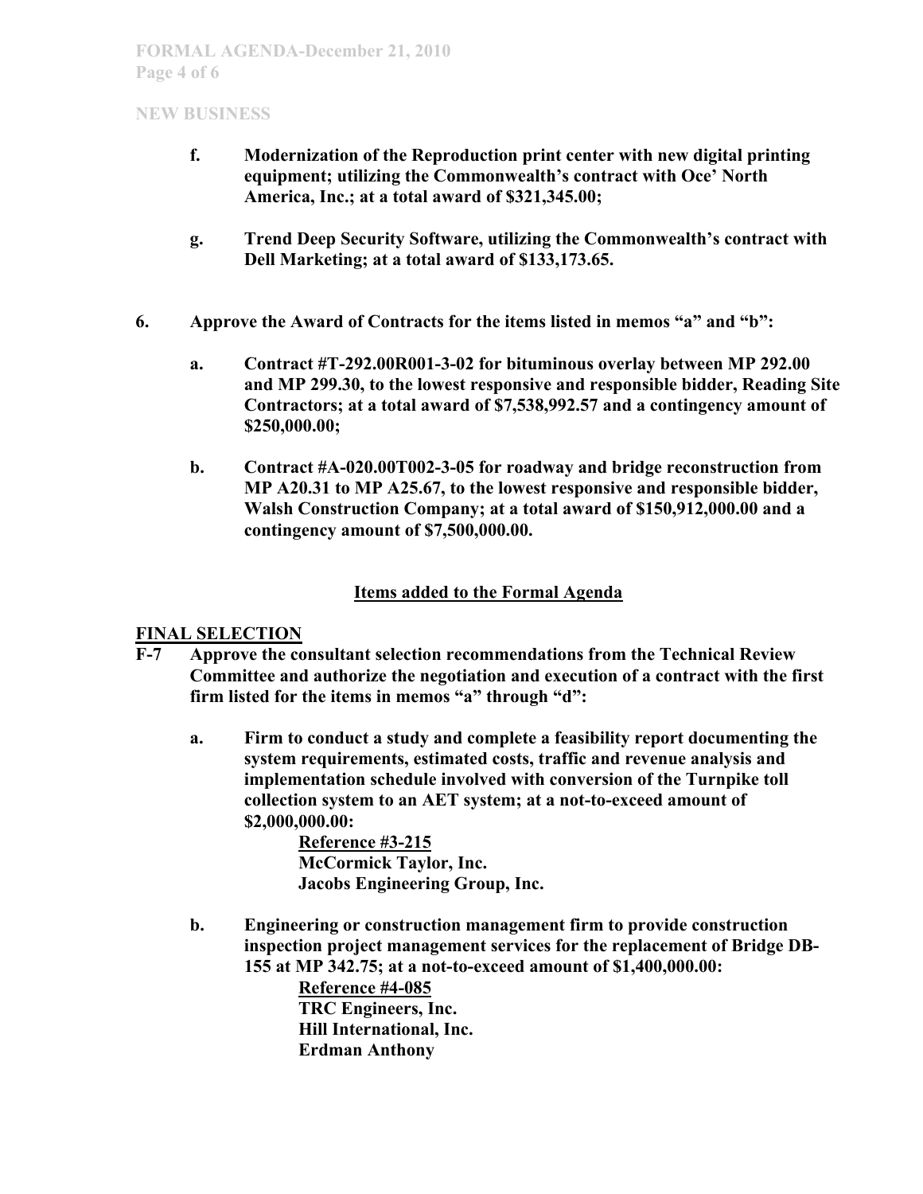**NEW BUSINESS**

- **f.** **Modernization of the Reproduction print center with new digital printing equipment; utilizing the Commonwealth's contract with Oce' North America, Inc.; at a total award of $321,345.00;**

- **g.** **Trend Deep Security Software, utilizing the Commonwealth's contract with Dell Marketing; at a total award of $133,173.65.**

**6.** **Approve the Award of Contracts for the items listed in memos "a" and "b":**

- **a.** **Contract #T-292.00R001-3-02 for bituminous overlay between MP 292.00 and MP 299.30, to the lowest responsive and responsible bidder, Reading Site Contractors; at a total award of $7,538,992.57 and a contingency amount of $250,000.00;**

- **b.** **Contract #A-020.00T002-3-05 for roadway and bridge reconstruction from MP A20.31 to MP A25.67, to the lowest responsive and responsible bidder, Walsh Construction Company; at a total award of $150,912,000.00 and a contingency amount of $7,500,000.00.**

## Items added to the Formal Agenda

### FINAL SELECTION

**F-7** **Approve the consultant selection recommendations from the Technical Review Committee and authorize the negotiation and execution of a contract with the first firm listed for the items in memos "a" through "d":**

- **a.** **Firm to conduct a study and complete a feasibility report documenting the system requirements, estimated costs, traffic and revenue analysis and implementation schedule involved with conversion of the Turnpike toll collection system to an AET system; at a not-to-exceed amount of $2,000,000.00:**

  **Reference #3-215**
  **McCormick Taylor, Inc.**
  **Jacobs Engineering Group, Inc.**

- **b.** **Engineering or construction management firm to provide construction inspection project management services for the replacement of Bridge DB-155 at MP 342.75; at a not-to-exceed amount of $1,400,000.00:**

  **Reference #4-085**
  **TRC Engineers, Inc.**
  **Hill International, Inc.**
  **Erdman Anthony**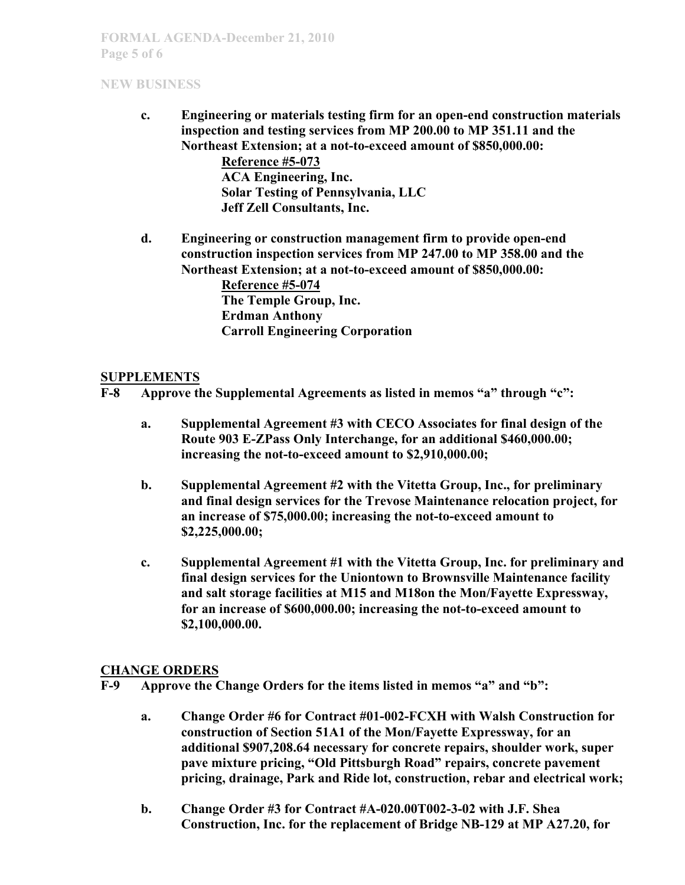**NEW BUSINESS**

c. **Engineering or materials testing firm for an open-end construction materials inspection and testing services from MP 200.00 to MP 351.11 and the Northeast Extension; at a not-to-exceed amount of $850,000.00:**

**Reference #5-073**
**ACA Engineering, Inc.**
**Solar Testing of Pennsylvania, LLC**
**Jeff Zell Consultants, Inc.**

d. **Engineering or construction management firm to provide open-end construction inspection services from MP 247.00 to MP 358.00 and the Northeast Extension; at a not-to-exceed amount of $850,000.00:**

**Reference #5-074**
**The Temple Group, Inc.**
**Erdman Anthony**
**Carroll Engineering Corporation**

## SUPPLEMENTS

**F-8 Approve the Supplemental Agreements as listed in memos "a" through "c":**

a. **Supplemental Agreement #3 with CECO Associates for final design of the Route 903 E-ZPass Only Interchange, for an additional $460,000.00; increasing the not-to-exceed amount to $2,910,000.00;**

b. **Supplemental Agreement #2 with the Vitetta Group, Inc., for preliminary and final design services for the Trevose Maintenance relocation project, for an increase of $75,000.00; increasing the not-to-exceed amount to $2,225,000.00;**

c. **Supplemental Agreement #1 with the Vitetta Group, Inc. for preliminary and final design services for the Uniontown to Brownsville Maintenance facility and salt storage facilities at M15 and M18on the Mon/Fayette Expressway, for an increase of $600,000.00; increasing the not-to-exceed amount to $2,100,000.00.**

## CHANGE ORDERS

**F-9 Approve the Change Orders for the items listed in memos "a" and "b":**

a. **Change Order #6 for Contract #01-002-FCXH with Walsh Construction for construction of Section 51A1 of the Mon/Fayette Expressway, for an additional $907,208.64 necessary for concrete repairs, shoulder work, super pave mixture pricing, "Old Pittsburgh Road" repairs, concrete pavement pricing, drainage, Park and Ride lot, construction, rebar and electrical work;**

b. **Change Order #3 for Contract #A-020.00T002-3-02 with J.F. Shea Construction, Inc. for the replacement of Bridge NB-129 at MP A27.20, for**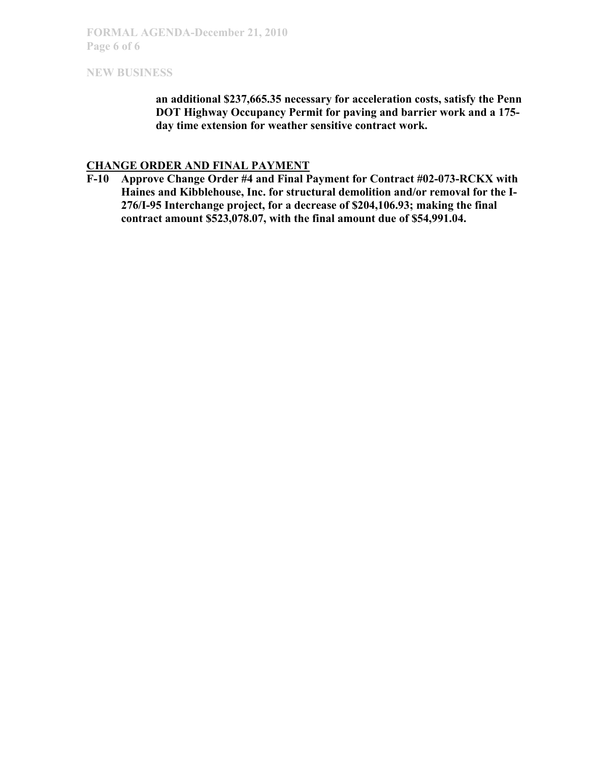**an additional $237,665.35 necessary for acceleration costs, satisfy the Penn DOT Highway Occupancy Permit for paving and barrier work and a 175-day time extension for weather sensitive contract work.**

**<u>CHANGE ORDER AND FINAL PAYMENT</u>**

**F-10 Approve Change Order #4 and Final Payment for Contract #02-073-RCKX with Haines and Kibblehouse, Inc. for structural demolition and/or removal for the I-276/I-95 Interchange project, for a decrease of $204,106.93; making the final contract amount $523,078.07, with the final amount due of $54,991.04.**